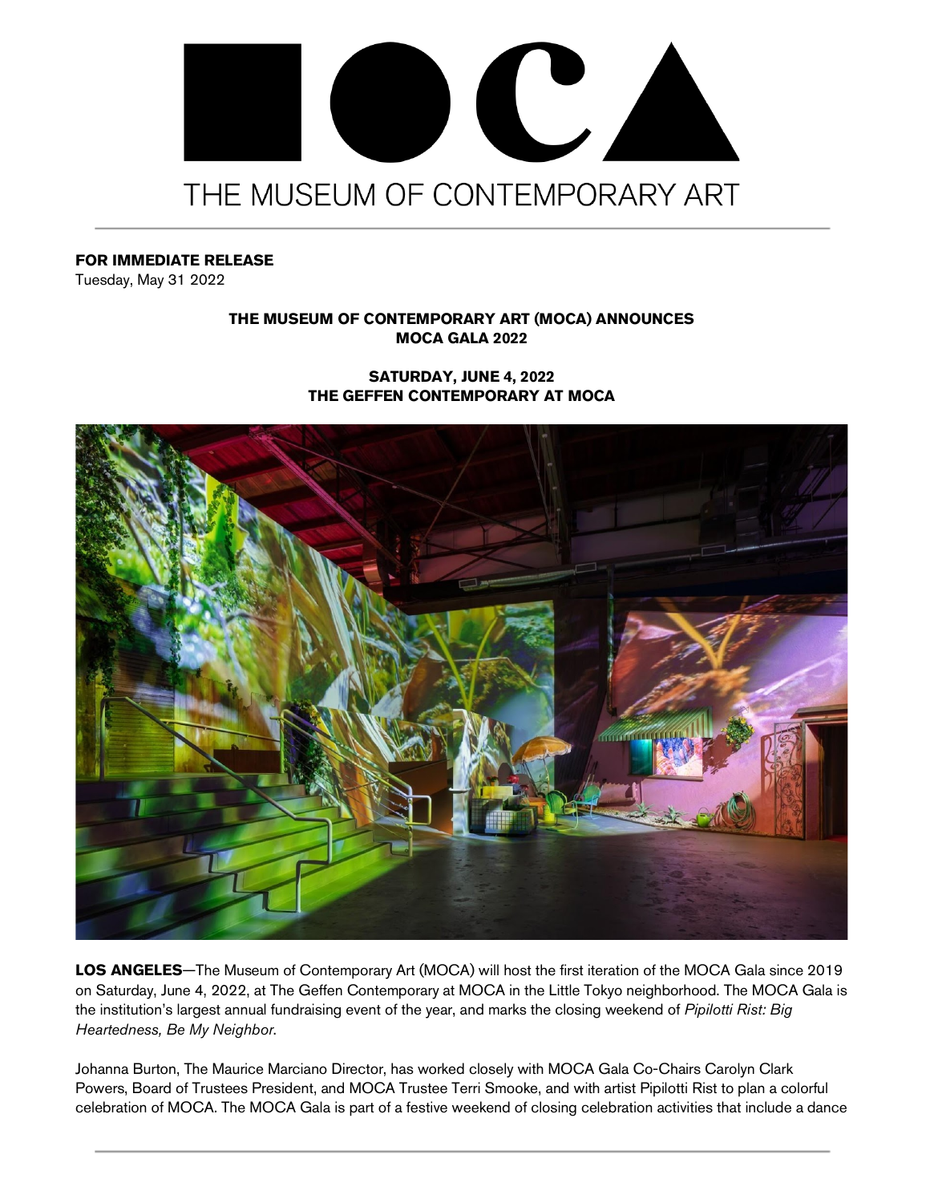# THE MUSEUM OF CONTEMPORARY ART

**FOR IMMEDIATE RELEASE**
Tuesday, May 31 2022

**THE MUSEUM OF CONTEMPORARY ART (MOCA) ANNOUNCES**
**MOCA GALA 2022**

**SATURDAY, JUNE 4, 2022**
**THE GEFFEN CONTEMPORARY AT MOCA**

**LOS ANGELES**—The Museum of Contemporary Art (MOCA) will host the first iteration of the MOCA Gala since 2019 on Saturday, June 4, 2022, at The Geffen Contemporary at MOCA in the Little Tokyo neighborhood. The MOCA Gala is the institution's largest annual fundraising event of the year, and marks the closing weekend of *Pipilotti Rist: Big Heartedness, Be My Neighbor*.

Johanna Burton, The Maurice Marciano Director, has worked closely with MOCA Gala Co-Chairs Carolyn Clark Powers, Board of Trustees President, and MOCA Trustee Terri Smooke, and with artist Pipilotti Rist to plan a colorful celebration of MOCA. The MOCA Gala is part of a festive weekend of closing celebration activities that include a dance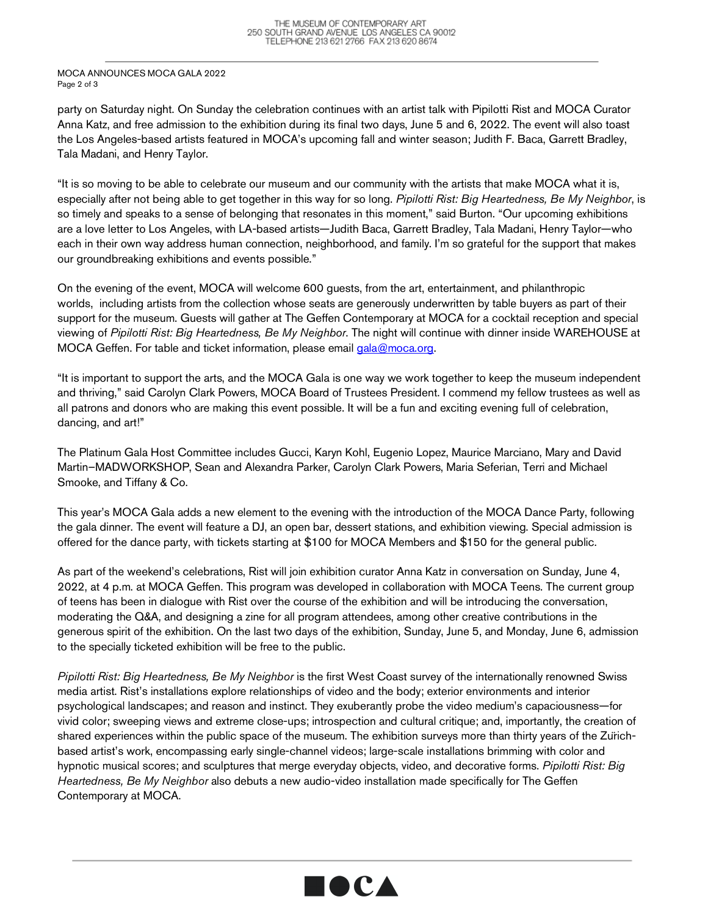party on Saturday night. On Sunday the celebration continues with an artist talk with Pipilotti Rist and MOCA Curator Anna Katz, and free admission to the exhibition during its final two days, June 5 and 6, 2022. The event will also toast the Los Angeles-based artists featured in MOCA's upcoming fall and winter season; Judith F. Baca, Garrett Bradley, Tala Madani, and Henry Taylor.

"It is so moving to be able to celebrate our museum and our community with the artists that make MOCA what it is, especially after not being able to get together in this way for so long. *Pipilotti Rist: Big Heartedness, Be My Neighbor*, is so timely and speaks to a sense of belonging that resonates in this moment," said Burton. "Our upcoming exhibitions are a love letter to Los Angeles, with LA-based artists—Judith Baca, Garrett Bradley, Tala Madani, Henry Taylor—who each in their own way address human connection, neighborhood, and family. I'm so grateful for the support that makes our groundbreaking exhibitions and events possible."

On the evening of the event, MOCA will welcome 600 guests, from the art, entertainment, and philanthropic worlds, including artists from the collection whose seats are generously underwritten by table buyers as part of their support for the museum. Guests will gather at The Geffen Contemporary at MOCA for a cocktail reception and special viewing of *Pipilotti Rist: Big Heartedness, Be My Neighbor*. The night will continue with dinner inside WAREHOUSE at MOCA Geffen. For table and ticket information, please email gala@moca.org.

"It is important to support the arts, and the MOCA Gala is one way we work together to keep the museum independent and thriving," said Carolyn Clark Powers, MOCA Board of Trustees President. I commend my fellow trustees as well as all patrons and donors who are making this event possible. It will be a fun and exciting evening full of celebration, dancing, and art!"

The Platinum Gala Host Committee includes Gucci, Karyn Kohl, Eugenio Lopez, Maurice Marciano, Mary and David Martin–MADWORKSHOP, Sean and Alexandra Parker, Carolyn Clark Powers, Maria Seferian, Terri and Michael Smooke, and Tiffany & Co.

This year's MOCA Gala adds a new element to the evening with the introduction of the MOCA Dance Party, following the gala dinner. The event will feature a DJ, an open bar, dessert stations, and exhibition viewing. Special admission is offered for the dance party, with tickets starting at $100 for MOCA Members and $150 for the general public.

As part of the weekend's celebrations, Rist will join exhibition curator Anna Katz in conversation on Sunday, June 4, 2022, at 4 p.m. at MOCA Geffen. This program was developed in collaboration with MOCA Teens. The current group of teens has been in dialogue with Rist over the course of the exhibition and will be introducing the conversation, moderating the Q&A, and designing a zine for all program attendees, among other creative contributions in the generous spirit of the exhibition. On the last two days of the exhibition, Sunday, June 5, and Monday, June 6, admission to the specially ticketed exhibition will be free to the public.

*Pipilotti Rist: Big Heartedness, Be My Neighbor* is the first West Coast survey of the internationally renowned Swiss media artist. Rist's installations explore relationships of video and the body; exterior environments and interior psychological landscapes; and reason and instinct. They exuberantly probe the video medium's capaciousness—for vivid color; sweeping views and extreme close-ups; introspection and cultural critique; and, importantly, the creation of shared experiences within the public space of the museum. The exhibition surveys more than thirty years of the Zürich-based artist's work, encompassing early single-channel videos; large-scale installations brimming with color and hypnotic musical scores; and sculptures that merge everyday objects, video, and decorative forms. *Pipilotti Rist: Big Heartedness, Be My Neighbor* also debuts a new audio-video installation made specifically for The Geffen Contemporary at MOCA.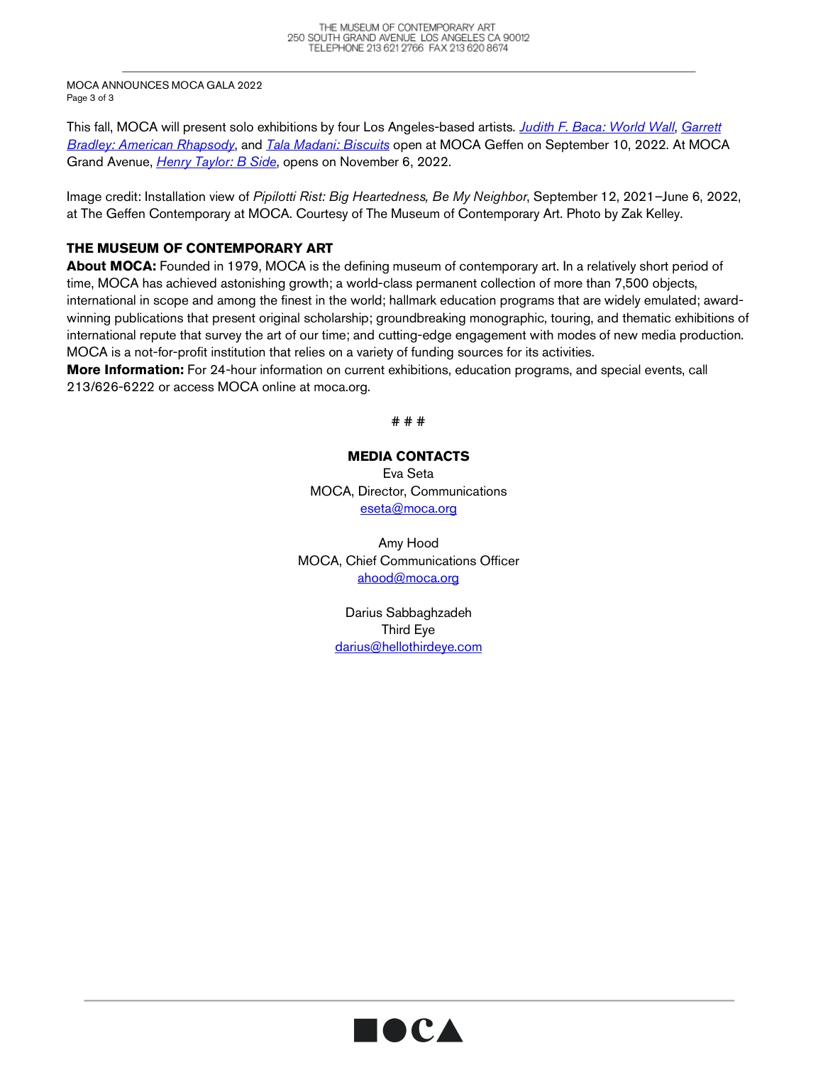This fall, MOCA will present solo exhibitions by four Los Angeles-based artists. [*Judith F. Baca: World Wall*](), [*Garrett Bradley: American Rhapsody*](), and [*Tala Madani: Biscuits*]() open at MOCA Geffen on September 10, 2022. At MOCA Grand Avenue, [*Henry Taylor: B Side*](), opens on November 6, 2022.

Image credit: Installation view of *Pipilotti Rist: Big Heartedness, Be My Neighbor*, September 12, 2021–June 6, 2022, at The Geffen Contemporary at MOCA. Courtesy of The Museum of Contemporary Art. Photo by Zak Kelley.

**THE MUSEUM OF CONTEMPORARY ART**

**About MOCA:** Founded in 1979, MOCA is the defining museum of contemporary art. In a relatively short period of time, MOCA has achieved astonishing growth; a world-class permanent collection of more than 7,500 objects, international in scope and among the finest in the world; hallmark education programs that are widely emulated; award-winning publications that present original scholarship; groundbreaking monographic, touring, and thematic exhibitions of international repute that survey the art of our time; and cutting-edge engagement with modes of new media production. MOCA is a not-for-profit institution that relies on a variety of funding sources for its activities.

**More Information:** For 24-hour information on current exhibitions, education programs, and special events, call 213/626-6222 or access MOCA online at moca.org.

# # #

**MEDIA CONTACTS**

Eva Seta
MOCA, Director, Communications
eseta@moca.org

Amy Hood
MOCA, Chief Communications Officer
ahood@moca.org

Darius Sabbaghzadeh
Third Eye
darius@hellothirdeye.com